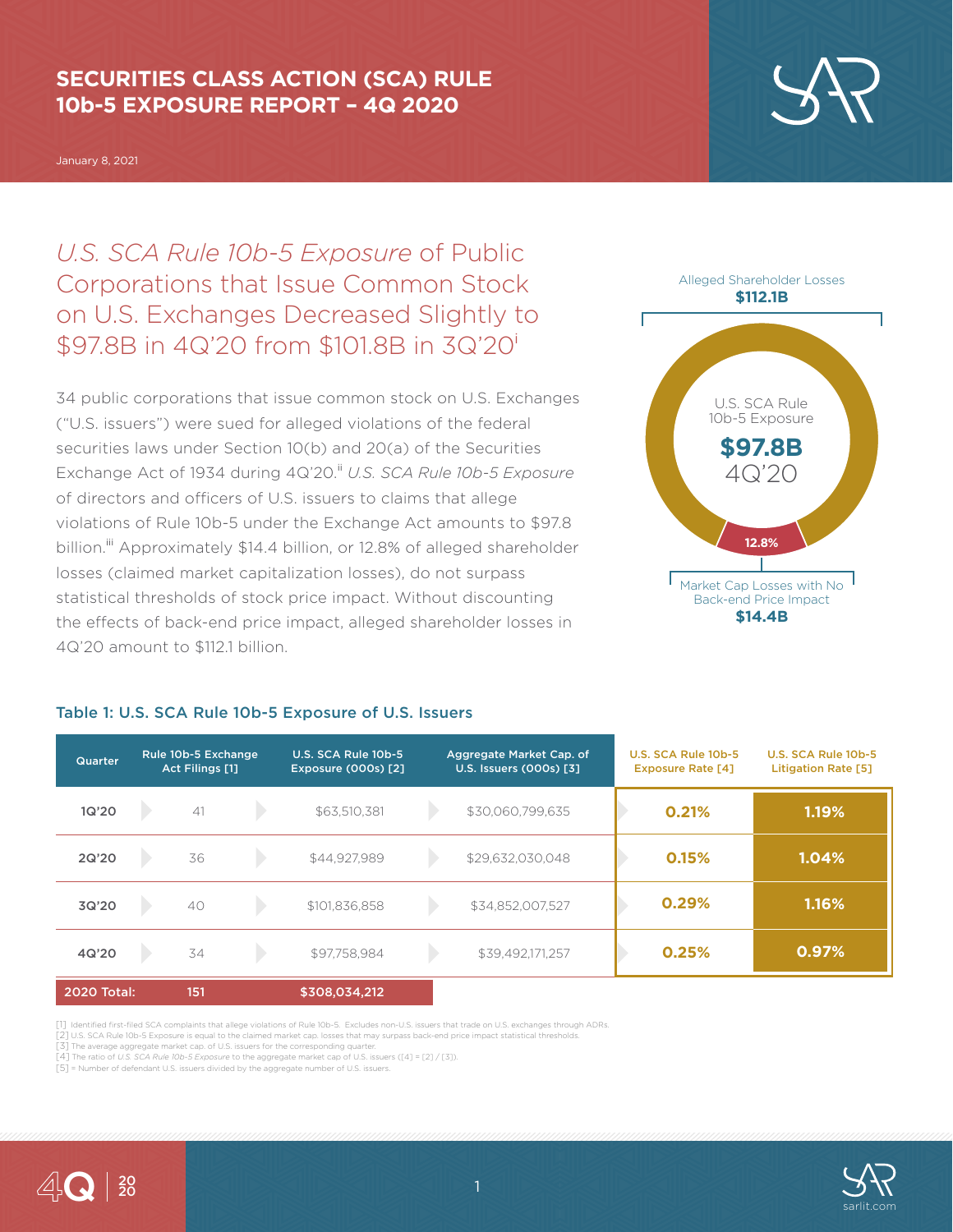# SECURITIES CLASS ACTION (SCA) RULE 10b-5 EXPOSURE REPORT – 4Q 2020

January 8, 2021

## *U.S. SCA Rule 10b-5 Exposure* of Public Corporations that Issue Common Stock on U.S. Exchanges Decreased Slightly to $97.8B in 4Q'20 from $101.8B in 3Q'20[i]

34 public corporations that issue common stock on U.S. Exchanges ("U.S. issuers") were sued for alleged violations of the federal securities laws under Section 10(b) and 20(a) of the Securities Exchange Act of 1934 during 4Q'20.[ii] *U.S. SCA Rule 10b-5 Exposure* of directors and officers of U.S. issuers to claims that allege violations of Rule 10b-5 under the Exchange Act amounts to $97.8 billion.[iii] Approximately $14.4 billion, or 12.8% of alleged shareholder losses (claimed market capitalization losses), do not surpass statistical thresholds of stock price impact. Without discounting the effects of back-end price impact, alleged shareholder losses in 4Q'20 amount to $112.1 billion.

Alleged Shareholder Losses **$112.1B**

U.S. SCA Rule 10b-5 Exposure **$97.8B** 4Q'20

**12.8%**

Market Cap Losses with No Back-end Price Impact **$14.4B**

### Table 1: U.S. SCA Rule 10b-5 Exposure of U.S. Issuers

| Quarter | Rule 10b-5 Exchange Act Filings [1] | U.S. SCA Rule 10b-5 Exposure (000s) [2] | Aggregate Market Cap. of U.S. Issuers (000s) [3] | U.S. SCA Rule 10b-5 Exposure Rate [4] | U.S. SCA Rule 10b-5 Litigation Rate [5] |
|---|---|---|---|---|---|
| 1Q'20 | 41 | $63,510,381 | $30,060,799,635 | 0.21% | 1.19% |
| 2Q'20 | 36 | $44,927,989 | $29,632,030,048 | 0.15% | 1.04% |
| 3Q'20 | 40 | $101,836,858 | $34,852,007,527 | 0.29% | 1.16% |
| 4Q'20 | 34 | $97,758,984 | $39,492,171,257 | 0.25% | 0.97% |
| **2020 Total:** | **151** | **$308,034,212** | | | |

[1] Identified first-filed SCA complaints that allege violations of Rule 10b-5. Excludes non-U.S. issuers that trade on U.S. exchanges through ADRs.
[2] U.S. SCA Rule 10b-5 Exposure is equal to the claimed market cap. losses that may surpass back-end price impact statistical thresholds.
[3] The average aggregate market cap. of U.S. issuers for the corresponding quarter.
[4] The ratio of *U.S. SCA Rule 10b-5 Exposure* to the aggregate market cap of U.S. issuers ([4] = [2] / [3]).
[5] = Number of defendant U.S. issuers divided by the aggregate number of U.S. issuers.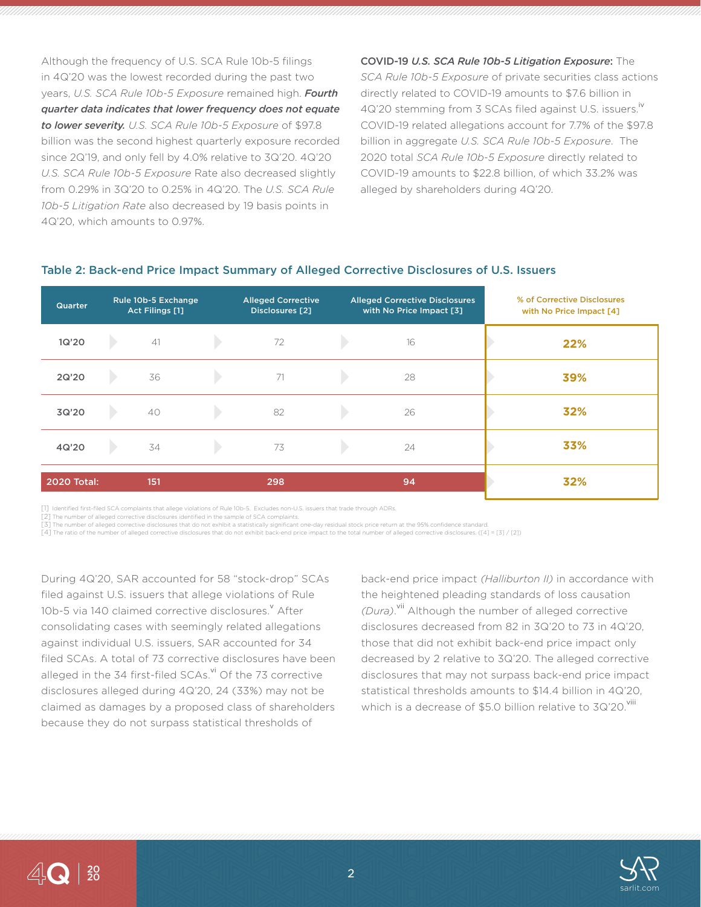Although the frequency of U.S. SCA Rule 10b-5 filings in 4Q'20 was the lowest recorded during the past two years, *U.S. SCA Rule 10b-5 Exposure* remained high. ***Fourth quarter data indicates that lower frequency does not equate to lower severity.*** *U.S. SCA Rule 10b-5 Exposure* of $97.8 billion was the second highest quarterly exposure recorded since 2Q'19, and only fell by 4.0% relative to 3Q'20. 4Q'20 *U.S. SCA Rule 10b-5 Exposure* Rate also decreased slightly from 0.29% in 3Q'20 to 0.25% in 4Q'20. The *U.S. SCA Rule 10b-5 Litigation Rate* also decreased by 19 basis points in 4Q'20, which amounts to 0.97%.

**COVID-19 *U.S. SCA Rule 10b-5 Litigation Exposure*:** The *SCA Rule 10b-5 Exposure* of private securities class actions directly related to COVID-19 amounts to $7.6 billion in 4Q'20 stemming from 3 SCAs filed against U.S. issuers.[iv] COVID-19 related allegations account for 7.7% of the $97.8 billion in aggregate *U.S. SCA Rule 10b-5 Exposure*. The 2020 total *SCA Rule 10b-5 Exposure* directly related to COVID-19 amounts to $22.8 billion, of which 33.2% was alleged by shareholders during 4Q'20.

## Table 2: Back-end Price Impact Summary of Alleged Corrective Disclosures of U.S. Issuers

| Quarter | Rule 10b-5 Exchange Act Filings [1] | Alleged Corrective Disclosures [2] | Alleged Corrective Disclosures with No Price Impact [3] | % of Corrective Disclosures with No Price Impact [4] |
|---|---|---|---|---|
| 1Q'20 | 41 | 72 | 16 | 22% |
| 2Q'20 | 36 | 71 | 28 | 39% |
| 3Q'20 | 40 | 82 | 26 | 32% |
| 4Q'20 | 34 | 73 | 24 | 33% |
| **2020 Total:** | **151** | **298** | **94** | **32%** |

[1] Identified first-filed SCA complaints that allege violations of Rule 10b-5. Excludes non-U.S. issuers that trade through ADRs.
[2] The number of alleged corrective disclosures identified in the sample of SCA complaints.
[3] The number of alleged corrective disclosures that do not exhibit a statistically significant one-day residual stock price return at the 95% confidence standard.
[4] The ratio of the number of alleged corrective disclosures that do not exhibit back-end price impact to the total number of alleged corrective disclosures. ([4] = [3] / [2])

During 4Q'20, SAR accounted for 58 "stock-drop" SCAs filed against U.S. issuers that allege violations of Rule 10b-5 via 140 claimed corrective disclosures.[v] After consolidating cases with seemingly related allegations against individual U.S. issuers, SAR accounted for 34 filed SCAs. A total of 73 corrective disclosures have been alleged in the 34 first-filed SCAs.[vi] Of the 73 corrective disclosures alleged during 4Q'20, 24 (33%) may not be claimed as damages by a proposed class of shareholders because they do not surpass statistical thresholds of back-end price impact *(Halliburton II)* in accordance with the heightened pleading standards of loss causation *(Dura)*.[vii] Although the number of alleged corrective disclosures decreased from 82 in 3Q'20 to 73 in 4Q'20, those that did not exhibit back-end price impact only decreased by 2 relative to 3Q'20. The alleged corrective disclosures that may not surpass back-end price impact statistical thresholds amounts to $14.4 billion in 4Q'20, which is a decrease of $5.0 billion relative to 3Q'20.[viii]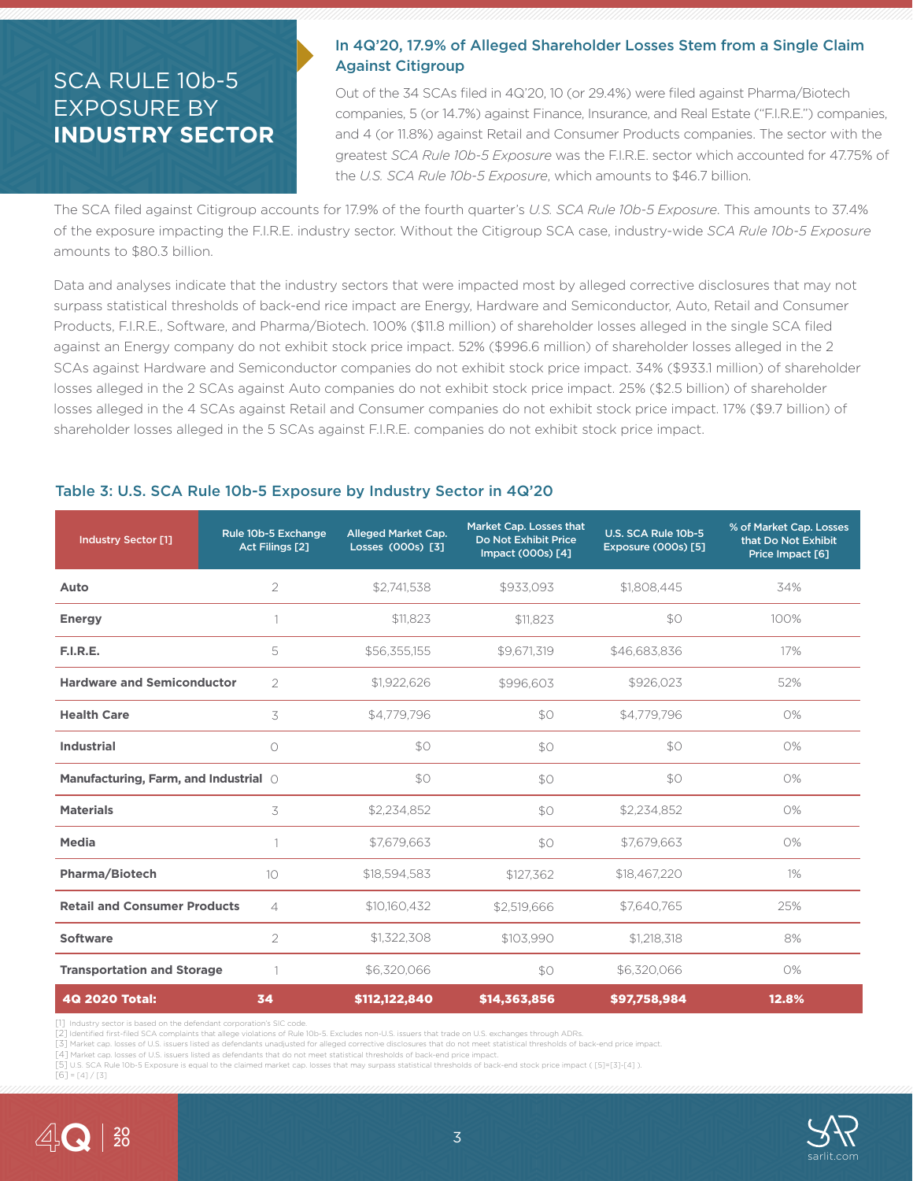# SCA RULE 10b-5 EXPOSURE BY **INDUSTRY SECTOR**

## In 4Q'20, 17.9% of Alleged Shareholder Losses Stem from a Single Claim Against Citigroup

Out of the 34 SCAs filed in 4Q'20, 10 (or 29.4%) were filed against Pharma/Biotech companies, 5 (or 14.7%) against Finance, Insurance, and Real Estate ("F.I.R.E.") companies, and 4 (or 11.8%) against Retail and Consumer Products companies. The sector with the greatest *SCA Rule 10b-5 Exposure* was the F.I.R.E. sector which accounted for 47.75% of the *U.S. SCA Rule 10b-5 Exposure*, which amounts to $46.7 billion.

The SCA filed against Citigroup accounts for 17.9% of the fourth quarter's *U.S. SCA Rule 10b-5 Exposure*. This amounts to 37.4% of the exposure impacting the F.I.R.E. industry sector. Without the Citigroup SCA case, industry-wide *SCA Rule 10b-5 Exposure* amounts to $80.3 billion.

Data and analyses indicate that the industry sectors that were impacted most by alleged corrective disclosures that may not surpass statistical thresholds of back-end rice impact are Energy, Hardware and Semiconductor, Auto, Retail and Consumer Products, F.I.R.E., Software, and Pharma/Biotech. 100% ($11.8 million) of shareholder losses alleged in the single SCA filed against an Energy company do not exhibit stock price impact. 52% ($996.6 million) of shareholder losses alleged in the 2 SCAs against Hardware and Semiconductor companies do not exhibit stock price impact. 34% ($933.1 million) of shareholder losses alleged in the 2 SCAs against Auto companies do not exhibit stock price impact. 25% ($2.5 billion) of shareholder losses alleged in the 4 SCAs against Retail and Consumer companies do not exhibit stock price impact. 17% ($9.7 billion) of shareholder losses alleged in the 5 SCAs against F.I.R.E. companies do not exhibit stock price impact.

## Table 3: U.S. SCA Rule 10b-5 Exposure by Industry Sector in 4Q'20

| Industry Sector [1] | Rule 10b-5 Exchange Act Filings [2] | Alleged Market Cap. Losses (000s) [3] | Market Cap. Losses that Do Not Exhibit Price Impact (000s) [4] | U.S. SCA Rule 10b-5 Exposure (000s) [5] | % of Market Cap. Losses that Do Not Exhibit Price Impact [6] |
|---|---|---|---|---|---|
| **Auto** | 2 | $2,741,538 | $933,093 | $1,808,445 | 34% |
| **Energy** | 1 | $11,823 | $11,823 | $0 | 100% |
| **F.I.R.E.** | 5 | $56,355,155 | $9,671,319 | $46,683,836 | 17% |
| **Hardware and Semiconductor** | 2 | $1,922,626 | $996,603 | $926,023 | 52% |
| **Health Care** | 3 | $4,779,796 | $0 | $4,779,796 | 0% |
| **Industrial** | 0 | $0 | $0 | $0 | 0% |
| **Manufacturing, Farm, and Industrial** | 0 | $0 | $0 | $0 | 0% |
| **Materials** | 3 | $2,234,852 | $0 | $2,234,852 | 0% |
| **Media** | 1 | $7,679,663 | $0 | $7,679,663 | 0% |
| **Pharma/Biotech** | 10 | $18,594,583 | $127,362 | $18,467,220 | 1% |
| **Retail and Consumer Products** | 4 | $10,160,432 | $2,519,666 | $7,640,765 | 25% |
| **Software** | 2 | $1,322,308 | $103,990 | $1,218,318 | 8% |
| **Transportation and Storage** | 1 | $6,320,066 | $0 | $6,320,066 | 0% |
| **4Q 2020 Total:** | **34** | **$112,122,840** | **$14,363,856** | **$97,758,984** | **12.8%** |

[1] Industry sector is based on the defendant corporation's SIC code.
[2] Identified first-filed SCA complaints that allege violations of Rule 10b-5. Excludes non-U.S. issuers that trade on U.S. exchanges through ADRs.
[3] Market cap. losses of U.S. issuers listed as defendants unadjusted for alleged corrective disclosures that do not meet statistical thresholds of back-end price impact.
[4] Market cap. losses of U.S. issuers listed as defendants that do not meet statistical thresholds of back-end price impact.
[5] U.S. SCA Rule 10b-5 Exposure is equal to the claimed market cap. losses that may surpass statistical thresholds of back-end stock price impact ( [5]=[3]-[4] ).
[6] = [4] / [3]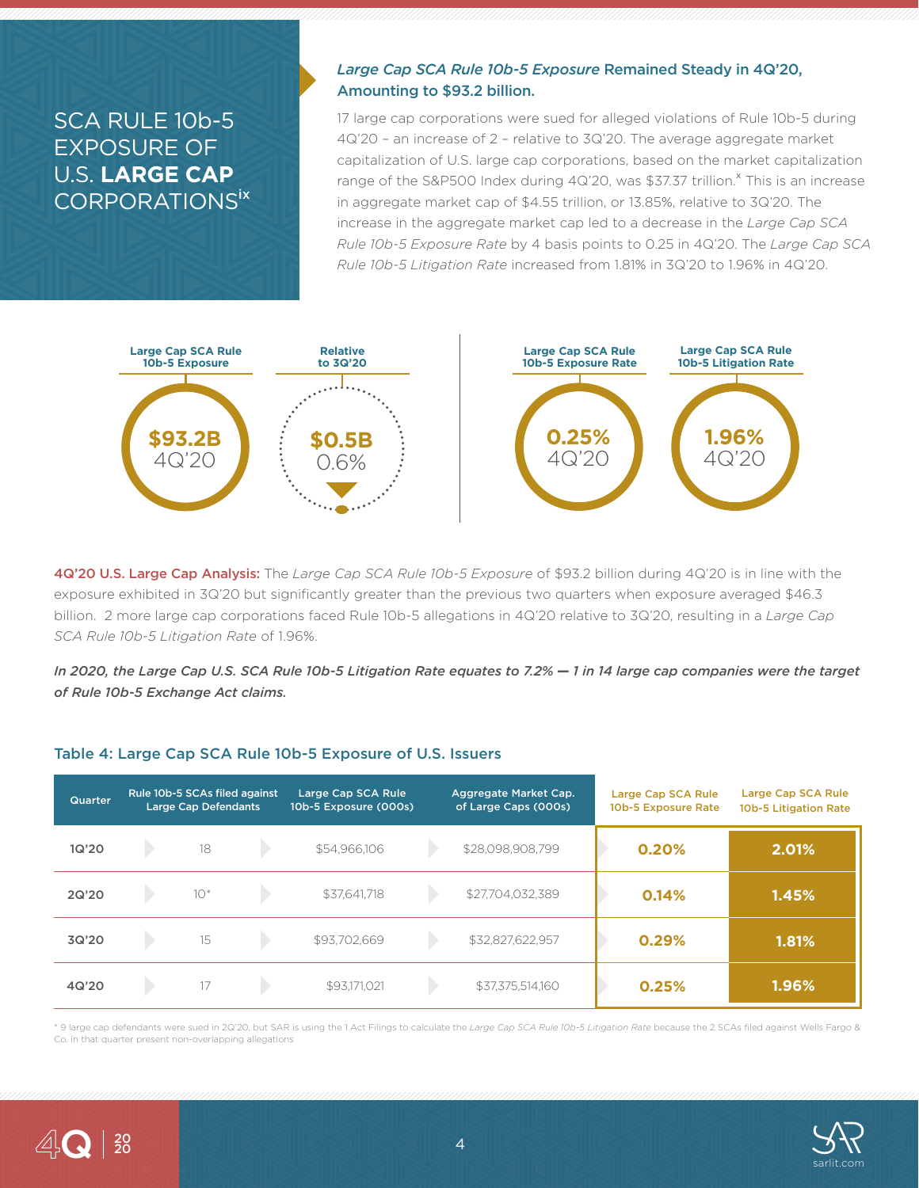# SCA RULE 10b-5 EXPOSURE OF U.S. **LARGE CAP** CORPORATIONS[ix]

### *Large Cap SCA Rule 10b-5 Exposure* Remained Steady in 4Q'20, Amounting to $93.2 billion.

17 large cap corporations were sued for alleged violations of Rule 10b-5 during 4Q'20 – an increase of 2 – relative to 3Q'20. The average aggregate market capitalization of U.S. large cap corporations, based on the market capitalization range of the S&P500 Index during 4Q'20, was $37.37 trillion.[x] This is an increase in aggregate market cap of $4.55 trillion, or 13.85%, relative to 3Q'20. The increase in the aggregate market cap led to a decrease in the *Large Cap SCA Rule 10b-5 Exposure Rate* by 4 basis points to 0.25 in 4Q'20. The *Large Cap SCA Rule 10b-5 Litigation Rate* increased from 1.81% in 3Q'20 to 1.96% in 4Q'20.

| Large Cap SCA Rule 10b-5 Exposure | Relative to 3Q'20 | Large Cap SCA Rule 10b-5 Exposure Rate | Large Cap SCA Rule 10b-5 Litigation Rate |
|---|---|---|---|
| $93.2B 4Q'20 | $0.5B 0.6% ▼ | 0.25% 4Q'20 | 1.96% 4Q'20 |

**4Q'20 U.S. Large Cap Analysis:** The *Large Cap SCA Rule 10b-5 Exposure* of $93.2 billion during 4Q'20 is in line with the exposure exhibited in 3Q'20 but significantly greater than the previous two quarters when exposure averaged $46.3 billion. 2 more large cap corporations faced Rule 10b-5 allegations in 4Q'20 relative to 3Q'20, resulting in a *Large Cap SCA Rule 10b-5 Litigation Rate* of 1.96%.

***In 2020, the Large Cap U.S. SCA Rule 10b-5 Litigation Rate equates to 7.2% — 1 in 14 large cap companies were the target of Rule 10b-5 Exchange Act claims.***

### Table 4: Large Cap SCA Rule 10b-5 Exposure of U.S. Issuers

| Quarter | Rule 10b-5 SCAs filed against Large Cap Defendants | Large Cap SCA Rule 10b-5 Exposure (000s) | Aggregate Market Cap. of Large Caps (000s) | Large Cap SCA Rule 10b-5 Exposure Rate | Large Cap SCA Rule 10b-5 Litigation Rate |
|---|---|---|---|---|---|
| 1Q'20 | 18 | $54,966,106 | $28,098,908,799 | 0.20% | 2.01% |
| 2Q'20 | 10* | $37,641,718 | $27,704,032,389 | 0.14% | 1.45% |
| 3Q'20 | 15 | $93,702,669 | $32,827,622,957 | 0.29% | 1.81% |
| 4Q'20 | 17 | $93,171,021 | $37,375,514,160 | 0.25% | 1.96% |

\* 9 large cap defendants were sued in 2Q'20, but SAR is using the 1 Act Filings to calculate the *Large Cap SCA Rule 10b-5 Litigation Rate* because the 2 SCAs filed against Wells Fargo & Co. in that quarter present non-overlapping allegations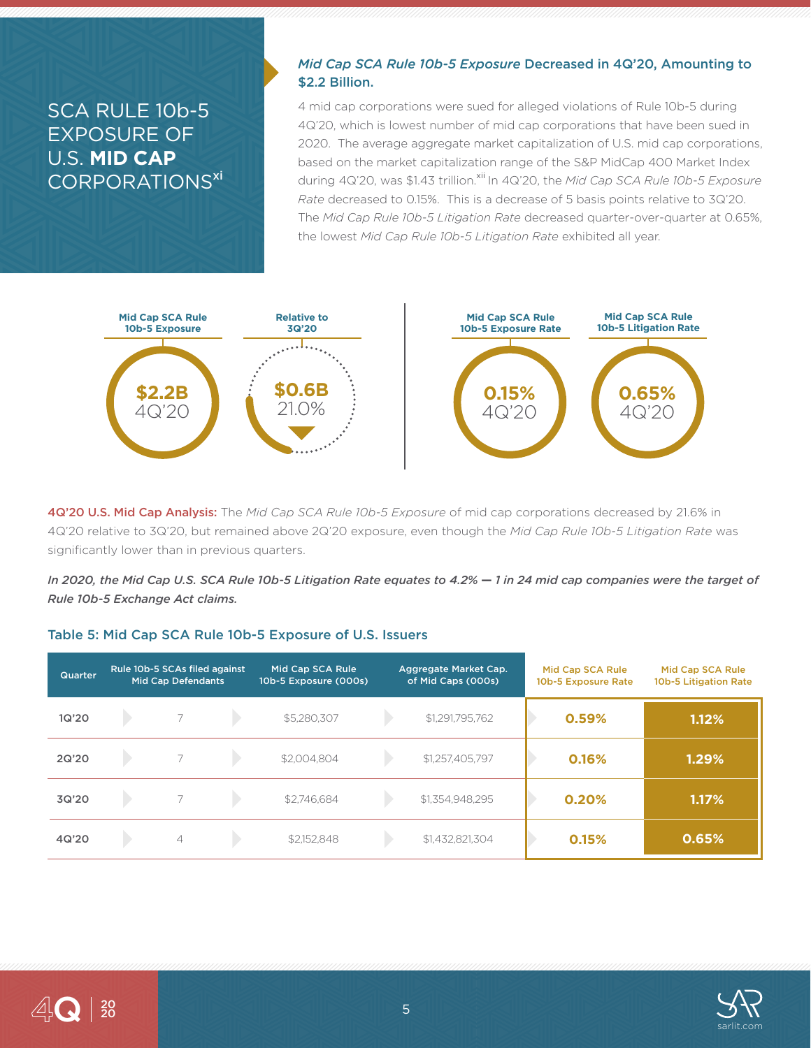# SCA RULE 10b-5 EXPOSURE OF U.S. **MID CAP** CORPORATIONS[xi]

### *Mid Cap SCA Rule 10b-5 Exposure* Decreased in 4Q'20, Amounting to $2.2 Billion.

4 mid cap corporations were sued for alleged violations of Rule 10b-5 during 4Q'20, which is lowest number of mid cap corporations that have been sued in 2020. The average aggregate market capitalization of U.S. mid cap corporations, based on the market capitalization range of the S&P MidCap 400 Market Index during 4Q'20, was $1.43 trillion.[xii] In 4Q'20, the *Mid Cap SCA Rule 10b-5 Exposure Rate* decreased to 0.15%. This is a decrease of 5 basis points relative to 3Q'20. The *Mid Cap Rule 10b-5 Litigation Rate* decreased quarter-over-quarter at 0.65%, the lowest *Mid Cap Rule 10b-5 Litigation Rate* exhibited all year.

| Mid Cap SCA Rule 10b-5 Exposure | Relative to 3Q'20 | Mid Cap SCA Rule 10b-5 Exposure Rate | Mid Cap SCA Rule 10b-5 Litigation Rate |
|---|---|---|---|
| $2.2B 4Q'20 | $0.6B 21.0% ▼ | 0.15% 4Q'20 | 0.65% 4Q'20 |

**4Q'20 U.S. Mid Cap Analysis:** The *Mid Cap SCA Rule 10b-5 Exposure* of mid cap corporations decreased by 21.6% in 4Q'20 relative to 3Q'20, but remained above 2Q'20 exposure, even though the *Mid Cap Rule 10b-5 Litigation Rate* was significantly lower than in previous quarters.

***In 2020, the Mid Cap U.S. SCA Rule 10b-5 Litigation Rate equates to 4.2% — 1 in 24 mid cap companies were the target of Rule 10b-5 Exchange Act claims.***

### Table 5: Mid Cap SCA Rule 10b-5 Exposure of U.S. Issuers

| Quarter | Rule 10b-5 SCAs filed against Mid Cap Defendants | Mid Cap SCA Rule 10b-5 Exposure (000s) | Aggregate Market Cap. of Mid Caps (000s) | Mid Cap SCA Rule 10b-5 Exposure Rate | Mid Cap SCA Rule 10b-5 Litigation Rate |
|---|---|---|---|---|---|
| 1Q'20 | 7 | $5,280,307 | $1,291,795,762 | 0.59% | 1.12% |
| 2Q'20 | 7 | $2,004,804 | $1,257,405,797 | 0.16% | 1.29% |
| 3Q'20 | 7 | $2,746,684 | $1,354,948,295 | 0.20% | 1.17% |
| 4Q'20 | 4 | $2,152,848 | $1,432,821,304 | 0.15% | 0.65% |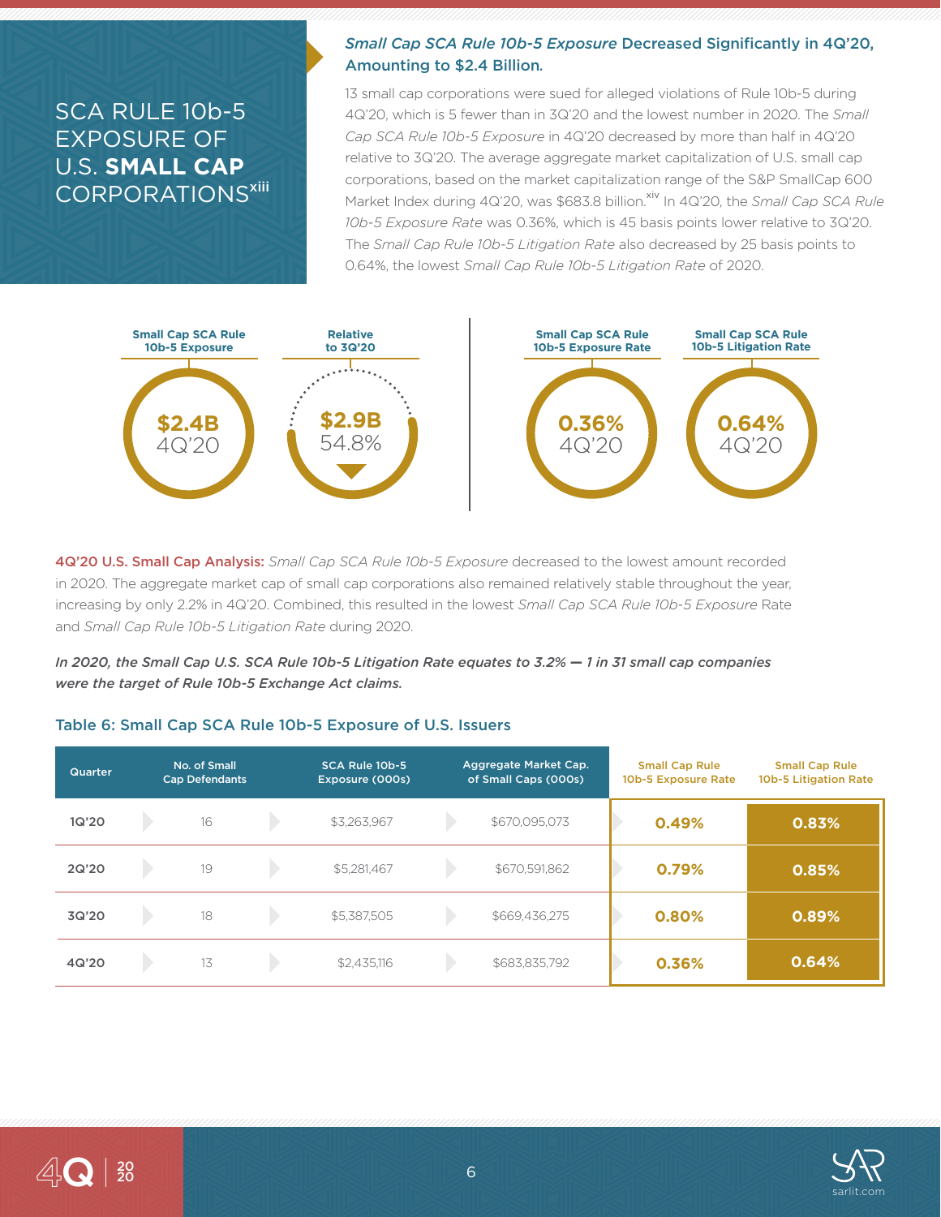# SCA RULE 10b-5 EXPOSURE OF U.S. **SMALL CAP** CORPORATIONS[xiii]

## *Small Cap SCA Rule 10b-5 Exposure* Decreased Significantly in 4Q'20, Amounting to $2.4 Billion.

13 small cap corporations were sued for alleged violations of Rule 10b-5 during 4Q'20, which is 5 fewer than in 3Q'20 and the lowest number in 2020. The *Small Cap SCA Rule 10b-5 Exposure* in 4Q'20 decreased by more than half in 4Q'20 relative to 3Q'20. The average aggregate market capitalization of U.S. small cap corporations, based on the market capitalization range of the S&P SmallCap 600 Market Index during 4Q'20, was $683.8 billion.[xiv] In 4Q'20, the *Small Cap SCA Rule 10b-5 Exposure Rate* was 0.36%, which is 45 basis points lower relative to 3Q'20. The *Small Cap Rule 10b-5 Litigation Rate* also decreased by 25 basis points to 0.64%, the lowest *Small Cap Rule 10b-5 Litigation Rate* of 2020.

| Small Cap SCA Rule 10b-5 Exposure | Relative to 3Q'20 | Small Cap SCA Rule 10b-5 Exposure Rate | Small Cap SCA Rule 10b-5 Litigation Rate |
|---|---|---|---|
| $2.4B 4Q'20 | $2.9B 54.8% ▼ | 0.36% 4Q'20 | 0.64% 4Q'20 |

**4Q'20 U.S. Small Cap Analysis:** *Small Cap SCA Rule 10b-5 Exposure* decreased to the lowest amount recorded in 2020. The aggregate market cap of small cap corporations also remained relatively stable throughout the year, increasing by only 2.2% in 4Q'20. Combined, this resulted in the lowest *Small Cap SCA Rule 10b-5 Exposure* Rate and *Small Cap Rule 10b-5 Litigation Rate* during 2020.

***In 2020, the Small Cap U.S. SCA Rule 10b-5 Litigation Rate equates to 3.2% — 1 in 31 small cap companies were the target of Rule 10b-5 Exchange Act claims.***

### Table 6: Small Cap SCA Rule 10b-5 Exposure of U.S. Issuers

| Quarter | No. of Small Cap Defendants | SCA Rule 10b-5 Exposure (000s) | Aggregate Market Cap. of Small Caps (000s) | Small Cap Rule 10b-5 Exposure Rate | Small Cap Rule 10b-5 Litigation Rate |
|---|---|---|---|---|---|
| 1Q'20 | 16 | $3,263,967 | $670,095,073 | 0.49% | 0.83% |
| 2Q'20 | 19 | $5,281,467 | $670,591,862 | 0.79% | 0.85% |
| 3Q'20 | 18 | $5,387,505 | $669,436,275 | 0.80% | 0.89% |
| 4Q'20 | 13 | $2,435,116 | $683,835,792 | 0.36% | 0.64% |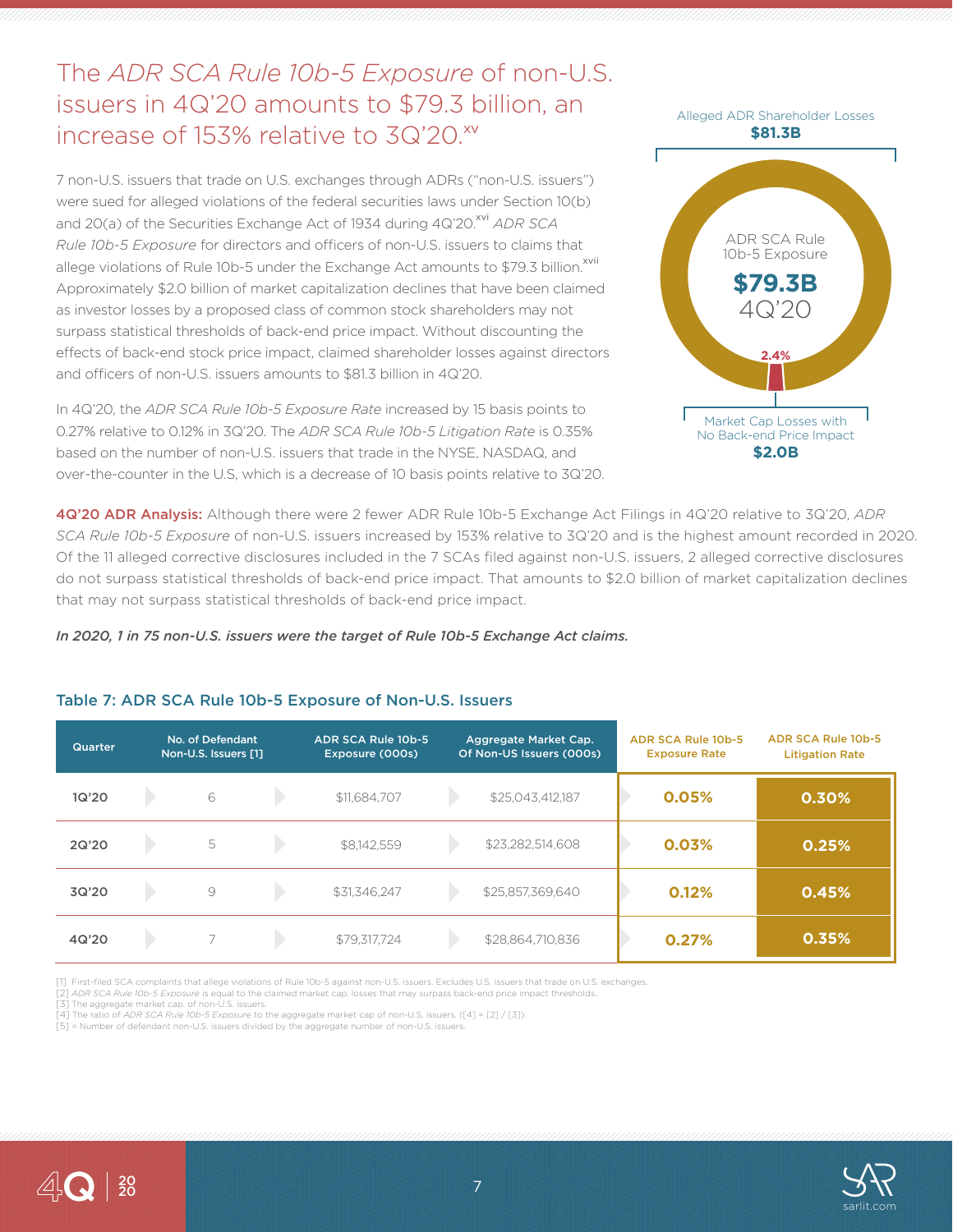# The *ADR SCA Rule 10b-5 Exposure* of non-U.S. issuers in 4Q'20 amounts to $79.3 billion, an increase of 153% relative to 3Q'20.[xv]

7 non-U.S. issuers that trade on U.S. exchanges through ADRs ("non-U.S. issuers") were sued for alleged violations of the federal securities laws under Section 10(b) and 20(a) of the Securities Exchange Act of 1934 during 4Q'20.[xvi] *ADR SCA Rule 10b-5 Exposure* for directors and officers of non-U.S. issuers to claims that allege violations of Rule 10b-5 under the Exchange Act amounts to $79.3 billion.[xvii] Approximately $2.0 billion of market capitalization declines that have been claimed as investor losses by a proposed class of common stock shareholders may not surpass statistical thresholds of back-end price impact. Without discounting the effects of back-end stock price impact, claimed shareholder losses against directors and officers of non-U.S. issuers amounts to $81.3 billion in 4Q'20.

In 4Q'20, the *ADR SCA Rule 10b-5 Exposure Rate* increased by 15 basis points to 0.27% relative to 0.12% in 3Q'20. The *ADR SCA Rule 10b-5 Litigation Rate* is 0.35% based on the number of non-U.S. issuers that trade in the NYSE, NASDAQ, and over-the-counter in the U.S, which is a decrease of 10 basis points relative to 3Q'20.

Alleged ADR Shareholder Losses **$81.3B**

ADR SCA Rule 10b-5 Exposure **$79.3B** 4Q'20

2.4%

Market Cap Losses with No Back-end Price Impact **$2.0B**

**4Q'20 ADR Analysis:** Although there were 2 fewer ADR Rule 10b-5 Exchange Act Filings in 4Q'20 relative to 3Q'20, *ADR SCA Rule 10b-5 Exposure* of non-U.S. issuers increased by 153% relative to 3Q'20 and is the highest amount recorded in 2020. Of the 11 alleged corrective disclosures included in the 7 SCAs filed against non-U.S. issuers, 2 alleged corrective disclosures do not surpass statistical thresholds of back-end price impact. That amounts to $2.0 billion of market capitalization declines that may not surpass statistical thresholds of back-end price impact.

***In 2020, 1 in 75 non-U.S. issuers were the target of Rule 10b-5 Exchange Act claims.***

## Table 7: ADR SCA Rule 10b-5 Exposure of Non-U.S. Issuers

| Quarter | No. of Defendant Non-U.S. Issuers [1] | ADR SCA Rule 10b-5 Exposure (000s) | Aggregate Market Cap. Of Non-US Issuers (000s) | ADR SCA Rule 10b-5 Exposure Rate | ADR SCA Rule 10b-5 Litigation Rate |
|---|---|---|---|---|---|
| 1Q'20 | 6 | $11,684,707 | $25,043,412,187 | 0.05% | 0.30% |
| 2Q'20 | 5 | $8,142,559 | $23,282,514,608 | 0.03% | 0.25% |
| 3Q'20 | 9 | $31,346,247 | $25,857,369,640 | 0.12% | 0.45% |
| 4Q'20 | 7 | $79,317,724 | $28,864,710,836 | 0.27% | 0.35% |

[1] First-filed SCA complaints that allege violations of Rule 10b-5 against non-U.S. issuers. Excludes U.S. issuers that trade on U.S. exchanges.
[2] *ADR SCA Rule 10b-5 Exposure* is equal to the claimed market cap. losses that may surpass back-end price impact thresholds.
[3] The aggregate market cap. of non-U.S. issuers.
[4] The ratio of *ADR SCA Rule 10b-5 Exposure* to the aggregate market cap of non-U.S. issuers. ([4] = [2] / [3]).
[5] = Number of defendant non-U.S. issuers divided by the aggregate number of non-U.S. issuers.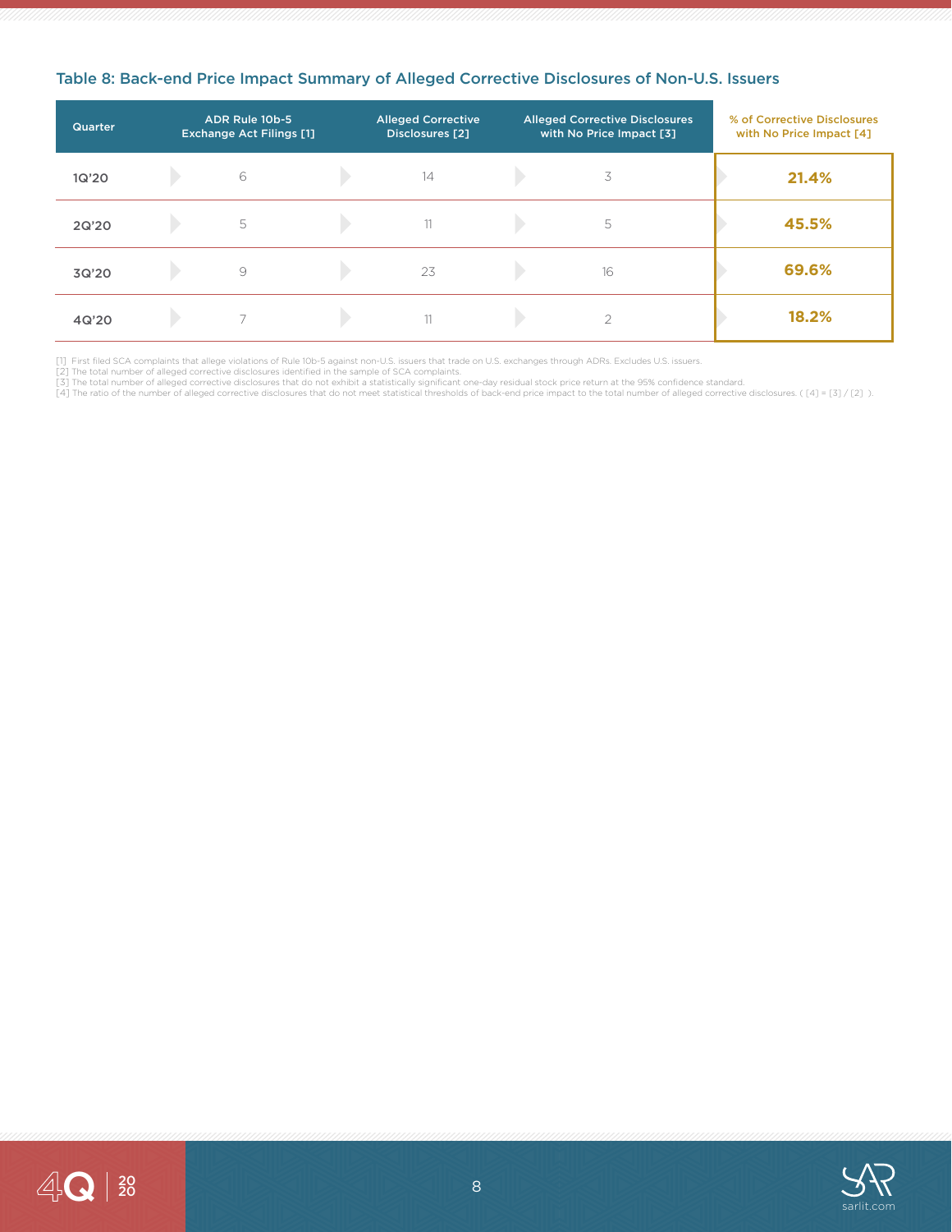### Table 8: Back-end Price Impact Summary of Alleged Corrective Disclosures of Non-U.S. Issuers

| Quarter | ADR Rule 10b-5 Exchange Act Filings [1] | Alleged Corrective Disclosures [2] | Alleged Corrective Disclosures with No Price Impact [3] | % of Corrective Disclosures with No Price Impact [4] |
|---|---|---|---|---|
| 1Q'20 | 6 | 14 | 3 | **21.4%** |
| 2Q'20 | 5 | 11 | 5 | **45.5%** |
| 3Q'20 | 9 | 23 | 16 | **69.6%** |
| 4Q'20 | 7 | 11 | 2 | **18.2%** |

[1] First filed SCA complaints that allege violations of Rule 10b-5 against non-U.S. issuers that trade on U.S. exchanges through ADRs. Excludes U.S. issuers.
[2] The total number of alleged corrective disclosures identified in the sample of SCA complaints.
[3] The total number of alleged corrective disclosures that do not exhibit a statistically significant one-day residual stock price return at the 95% confidence standard.
[4] The ratio of the number of alleged corrective disclosures that do not meet statistical thresholds of back-end price impact to the total number of alleged corrective disclosures. ( [4] = [3] / [2] ).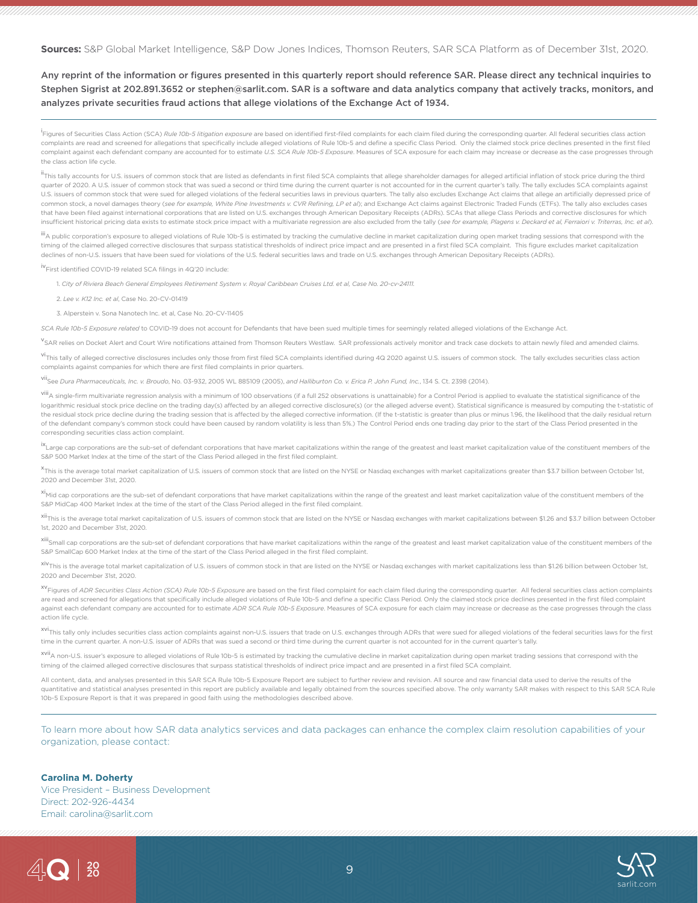**Sources:** S&P Global Market Intelligence, S&P Dow Jones Indices, Thomson Reuters, SAR SCA Platform as of December 31st, 2020.

**Any reprint of the information or figures presented in this quarterly report should reference SAR. Please direct any technical inquiries to Stephen Sigrist at 202.891.3652 or stephen@sarlit.com. SAR is a software and data analytics company that actively tracks, monitors, and analyzes private securities fraud actions that allege violations of the Exchange Act of 1934.**

[i] Figures of Securities Class Action (SCA) *Rule 10b-5 litigation exposure* are based on identified first-filed complaints for each claim filed during the corresponding quarter. All federal securities class action complaints are read and screened for allegations that specifically include alleged violations of Rule 10b-5 and define a specific Class Period. Only the claimed stock price declines presented in the first filed complaint against each defendant company are accounted for to estimate *U.S. SCA Rule 10b-5 Exposure*. Measures of SCA exposure for each claim may increase or decrease as the case progresses through the class action life cycle.

[ii] This tally accounts for U.S. issuers of common stock that are listed as defendants in first filed SCA complaints that allege shareholder damages for alleged artificial inflation of stock price during the third quarter of 2020. A U.S. issuer of common stock that was sued a second or third time during the current quarter is not accounted for in the current quarter's tally. The tally excludes SCA complaints against U.S. issuers of common stock that were sued for alleged violations of the federal securities laws in previous quarters. The tally also excludes Exchange Act claims that allege an artificially depressed price of common stock, a novel damages theory (*see for example, White Pine Investments v. CVR Refining, LP et al*); and Exchange Act claims against Electronic Traded Funds (ETFs). The tally also excludes cases that have been filed against international corporations that are listed on U.S. exchanges through American Depositary Receipts (ADRs). SCAs that allege Class Periods and corrective disclosures for which insufficient historical pricing data exists to estimate stock price impact with a multivariate regression are also excluded from the tally (*see for example, Plagens v. Deckard et al, Ferraiori v. Triterras, Inc. et al*).

[iii] A public corporation's exposure to alleged violations of Rule 10b-5 is estimated by tracking the cumulative decline in market capitalization during open market trading sessions that correspond with the timing of the claimed alleged corrective disclosures that surpass statistical thresholds of indirect price impact and are presented in a first filed SCA complaint. This figure excludes market capitalization declines of non-U.S. issuers that have been sued for violations of the U.S. federal securities laws and trade on U.S. exchanges through American Depositary Receipts (ADRs).

[iv] First identified COVID-19 related SCA filings in 4Q'20 include:

1. *City of Riviera Beach General Employees Retirement System v. Royal Caribbean Cruises Ltd. et al, Case No. 20-cv-24111.*
2. *Lee v. K12 Inc. et al*, Case No. 20-CV-01419
3. Alperstein v. Sona Nanotech Inc. et al, Case No. 20-CV-11405

*SCA Rule 10b-5 Exposure related* to COVID-19 does not account for Defendants that have been sued multiple times for seemingly related alleged violations of the Exchange Act.

[v] SAR relies on Docket Alert and Court Wire notifications attained from Thomson Reuters Westlaw. SAR professionals actively monitor and track case dockets to attain newly filed and amended claims.

[vi] This tally of alleged corrective disclosures includes only those from first filed SCA complaints identified during 4Q 2020 against U.S. issuers of common stock. The tally excludes securities class action complaints against companies for which there are first filed complaints in prior quarters.

[vii] See *Dura Pharmaceuticals, Inc. v. Broudo*, No. 03-932, 2005 WL 885109 (2005), *and Halliburton Co. v. Erica P. John Fund, Inc.*, 134 S. Ct. 2398 (2014).

[viii] A single-firm multivariate regression analysis with a minimum of 100 observations (if a full 252 observations is unattainable) for a Control Period is applied to evaluate the statistical significance of the logarithmic residual stock price decline on the trading day(s) affected by an alleged corrective disclosure(s) (or the alleged adverse event). Statistical significance is measured by computing the t-statistic of the residual stock price decline during the trading session that is affected by the alleged corrective information. (If the t-statistic is greater than plus or minus 1.96, the likelihood that the daily residual return of the defendant company's common stock could have been caused by random volatility is less than 5%.) The Control Period ends one trading day prior to the start of the Class Period presented in the corresponding securities class action complaint.

[ix] Large cap corporations are the sub-set of defendant corporations that have market capitalizations within the range of the greatest and least market capitalization value of the constituent members of the S&P 500 Market Index at the time of the start of the Class Period alleged in the first filed complaint.

[x] This is the average total market capitalization of U.S. issuers of common stock that are listed on the NYSE or Nasdaq exchanges with market capitalizations greater than $3.7 billion between October 1st, 2020 and December 31st, 2020.

[xi] Mid cap corporations are the sub-set of defendant corporations that have market capitalizations within the range of the greatest and least market capitalization value of the constituent members of the S&P MidCap 400 Market Index at the time of the start of the Class Period alleged in the first filed complaint.

[xii] This is the average total market capitalization of U.S. issuers of common stock that are listed on the NYSE or Nasdaq exchanges with market capitalizations between $1.26 and $3.7 billion between October 1st, 2020 and December 31st, 2020.

[xiii] Small cap corporations are the sub-set of defendant corporations that have market capitalizations within the range of the greatest and least market capitalization value of the constituent members of the S&P SmallCap 600 Market Index at the time of the start of the Class Period alleged in the first filed complaint.

[xiv] This is the average total market capitalization of U.S. issuers of common stock in that are listed on the NYSE or Nasdaq exchanges with market capitalizations less than $1.26 billion between October 1st, 2020 and December 31st, 2020.

[xv] Figures of *ADR Securities Class Action (SCA) Rule 10b-5 Exposure* are based on the first filed complaint for each claim filed during the corresponding quarter. All federal securities class action complaints are read and screened for allegations that specifically include alleged violations of Rule 10b-5 and define a specific Class Period. Only the claimed stock price declines presented in the first filed complaint against each defendant company are accounted for to estimate *ADR SCA Rule 10b-5 Exposure*. Measures of SCA exposure for each claim may increase or decrease as the case progresses through the class action life cycle.

[xvi] This tally only includes securities class action complaints against non-U.S. issuers that trade on U.S. exchanges through ADRs that were sued for alleged violations of the federal securities laws for the first time in the current quarter. A non-U.S. issuer of ADRs that was sued a second or third time during the current quarter is not accounted for in the current quarter's tally.

[xvii] A non-U.S. issuer's exposure to alleged violations of Rule 10b-5 is estimated by tracking the cumulative decline in market capitalization during open market trading sessions that correspond with the timing of the claimed alleged corrective disclosures that surpass statistical thresholds of indirect price impact and are presented in a first filed SCA complaint.

All content, data, and analyses presented in this SAR SCA Rule 10b-5 Exposure Report are subject to further review and revision. All source and raw financial data used to derive the results of the quantitative and statistical analyses presented in this report are publicly available and legally obtained from the sources specified above. The only warranty SAR makes with respect to this SAR SCA Rule 10b-5 Exposure Report is that it was prepared in good faith using the methodologies described above.

To learn more about how SAR data analytics services and data packages can enhance the complex claim resolution capabilities of your organization, please contact:

**Carolina M. Doherty**
Vice President – Business Development
Direct: 202-926-4434
Email: carolina@sarlit.com